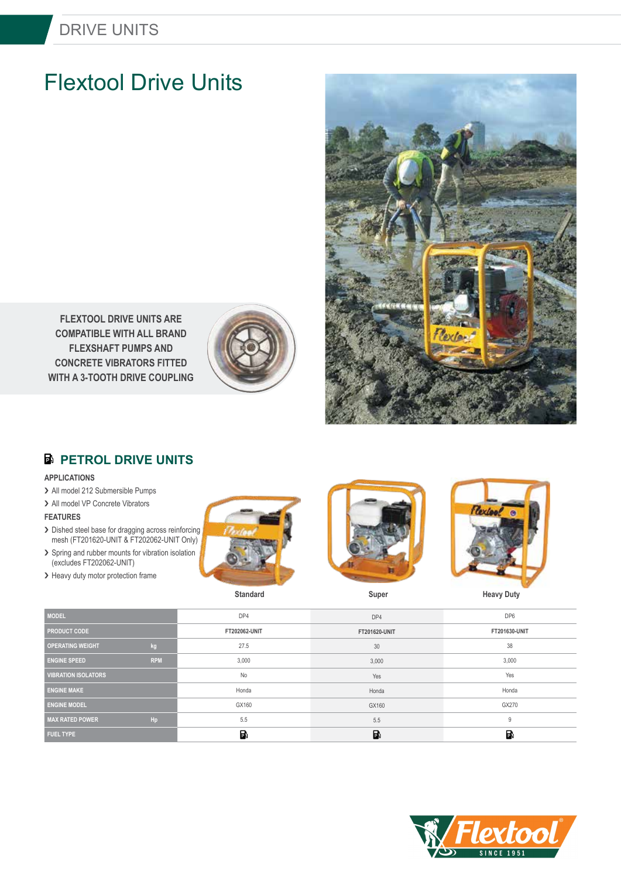# Flextool Drive Units

**FLEXTOOL DRIVE UNITS ARE COMPATIBLE WITH ALL BRAND FLEXSHAFT PUMPS AND CONCRETE VIBRATORS FITTED WITH A 3-TOOTH DRIVE COUPLING**

## PETROL DRIVE UNITS

### APPLICATIONS

- All model 212 Submersible Pumps
- All model VP Concrete Vibrators

### FEATURES

- Dished steel base for dragging across reinforcing mesh (FT201620-UNIT & FT202062-UNIT Only)
- Spring and rubber mounts for vibration isolation (excludes FT202062-UNIT)
- Heavy duty motor protection frame

| | | Standard | Super | Heavy Duty |
|---|---|---|---|---|
| MODEL | | DP4 | DP4 | DP6 |
| PRODUCT CODE | | FT202062-UNIT | FT201620-UNIT | FT201630-UNIT |
| OPERATING WEIGHT | kg | 27.5 | 30 | 38 |
| ENGINE SPEED | RPM | 3,000 | 3,000 | 3,000 |
| VIBRATION ISOLATORS | | No | Yes | Yes |
| ENGINE MAKE | | Honda | Honda | Honda |
| ENGINE MODEL | | GX160 | GX160 | GX270 |
| MAX RATED POWER | Hp | 5.5 | 5.5 | 9 |
| FUEL TYPE | | Petrol | Petrol | Petrol |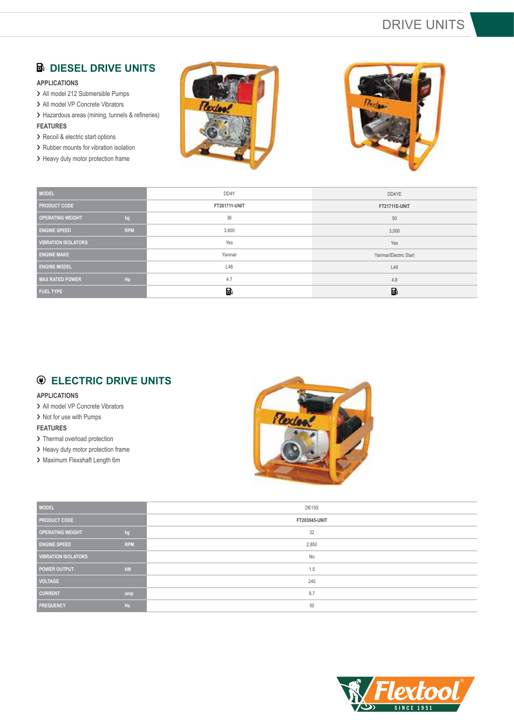# DRIVE UNITS

## DIESEL DRIVE UNITS

### APPLICATIONS

- All model 212 Submersible Pumps
- All model VP Concrete Vibrators
- Hazardous areas (mining, tunnels & refineries)

### FEATURES

- Recoil & electric start options
- Rubber mounts for vibration isolation
- Heavy duty motor protection frame

| MODEL | | DD4Y | DD4YE |
|---|---|---|---|
| PRODUCT CODE | | FT201711-UNIT | FT21711E-UNIT |
| OPERATING WEIGHT | kg | 36 | 50 |
| ENGINE SPEED | RPM | 3,600 | 3,000 |
| VIBRATION ISOLATORS | | Yes | Yes |
| ENGINE MAKE | | Yanmar | Yanmar/Electric Start |
| ENGINE MODEL | | L48 | L48 |
| MAX RATED POWER | Hp | 4.7 | 4.8 |
| FUEL TYPE | | D | D |

## ELECTRIC DRIVE UNITS

### APPLICATIONS

- All model VP Concrete Vibrators
- Not for use with Pumps

### FEATURES

- Thermal overload protection
- Heavy duty motor protection frame
- Maximum Flexshaft Length 6m

| MODEL | | DE15S |
|---|---|---|
| PRODUCT CODE | | FT203045-UNIT |
| OPERATING WEIGHT | kg | 32 |
| ENGINE SPEED | RPM | 2,850 |
| VIBRATION ISOLATORS | | No |
| POWER OUTPUT | kW | 1.5 |
| VOLTAGE | | 240 |
| CURRENT | amp | 8.7 |
| FREQUENCY | Hz | 50 |

Flextool SINCE 1951